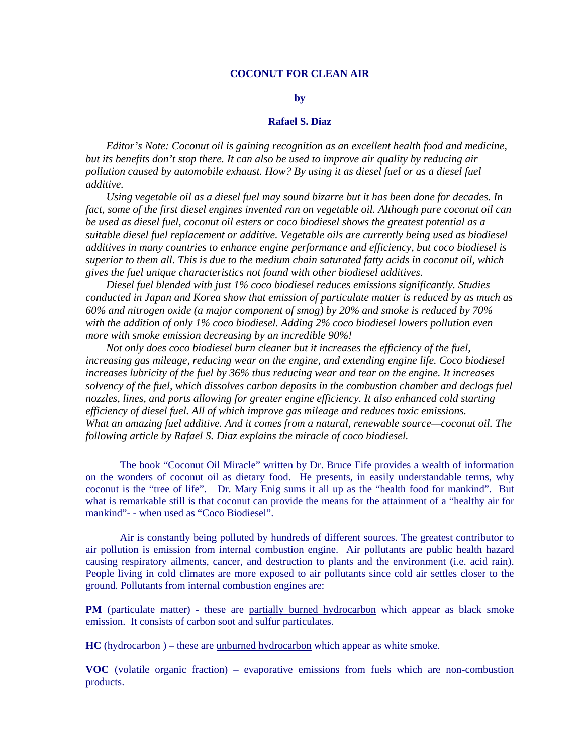# COCONUT FOR CLEAN AIR

**by**

**Rafael S. Diaz**

*Editor's Note: Coconut oil is gaining recognition as an excellent health food and medicine, but its benefits don't stop there. It can also be used to improve air quality by reducing air pollution caused by automobile exhaust. How? By using it as diesel fuel or as a diesel fuel additive.*

*Using vegetable oil as a diesel fuel may sound bizarre but it has been done for decades. In fact, some of the first diesel engines invented ran on vegetable oil. Although pure coconut oil can be used as diesel fuel, coconut oil esters or coco biodiesel shows the greatest potential as a suitable diesel fuel replacement or additive. Vegetable oils are currently being used as biodiesel additives in many countries to enhance engine performance and efficiency, but coco biodiesel is superior to them all. This is due to the medium chain saturated fatty acids in coconut oil, which gives the fuel unique characteristics not found with other biodiesel additives.*

*Diesel fuel blended with just 1% coco biodiesel reduces emissions significantly. Studies conducted in Japan and Korea show that emission of particulate matter is reduced by as much as 60% and nitrogen oxide (a major component of smog) by 20% and smoke is reduced by 70% with the addition of only 1% coco biodiesel. Adding 2% coco biodiesel lowers pollution even more with smoke emission decreasing by an incredible 90%!*

*Not only does coco biodiesel burn cleaner but it increases the efficiency of the fuel, increasing gas mileage, reducing wear on the engine, and extending engine life. Coco biodiesel increases lubricity of the fuel by 36% thus reducing wear and tear on the engine. It increases solvency of the fuel, which dissolves carbon deposits in the combustion chamber and declogs fuel nozzles, lines, and ports allowing for greater engine efficiency. It also enhanced cold starting efficiency of diesel fuel. All of which improve gas mileage and reduces toxic emissions. What an amazing fuel additive. And it comes from a natural, renewable source—coconut oil. The following article by Rafael S. Diaz explains the miracle of coco biodiesel.*

The book "Coconut Oil Miracle" written by Dr. Bruce Fife provides a wealth of information on the wonders of coconut oil as dietary food. He presents, in easily understandable terms, why coconut is the "tree of life". Dr. Mary Enig sums it all up as the "health food for mankind". But what is remarkable still is that coconut can provide the means for the attainment of a "healthy air for mankind"- - when used as "Coco Biodiesel".

Air is constantly being polluted by hundreds of different sources. The greatest contributor to air pollution is emission from internal combustion engine. Air pollutants are public health hazard causing respiratory ailments, cancer, and destruction to plants and the environment (i.e. acid rain). People living in cold climates are more exposed to air pollutants since cold air settles closer to the ground. Pollutants from internal combustion engines are:

**PM** (particulate matter) - these are <u>partially burned hydrocarbon</u> which appear as black smoke emission. It consists of carbon soot and sulfur particulates.

**HC** (hydrocarbon ) – these are <u>unburned hydrocarbon</u> which appear as white smoke.

**VOC** (volatile organic fraction) – evaporative emissions from fuels which are non-combustion products.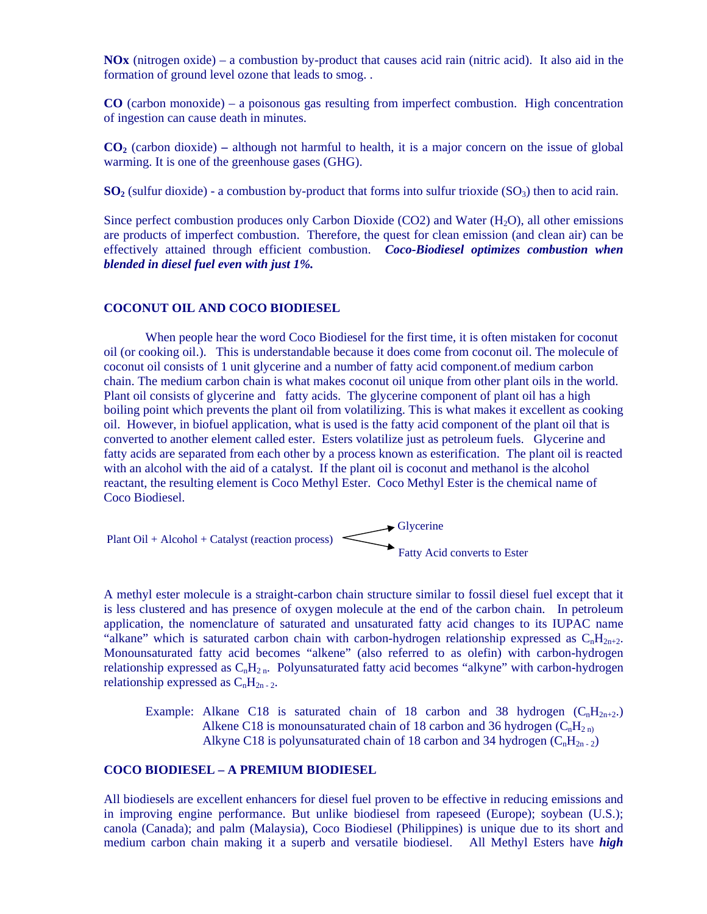**NOx** (nitrogen oxide) – a combustion by-product that causes acid rain (nitric acid). It also aid in the formation of ground level ozone that leads to smog. .

**CO** (carbon monoxide) – a poisonous gas resulting from imperfect combustion. High concentration of ingestion can cause death in minutes.

**$CO_2$** (carbon dioxide) **–** although not harmful to health, it is a major concern on the issue of global warming. It is one of the greenhouse gases (GHG).

**$SO_2$** (sulfur dioxide) - a combustion by-product that forms into sulfur trioxide ($SO_3$) then to acid rain.

Since perfect combustion produces only Carbon Dioxide (CO2) and Water ($H_2O$), all other emissions are products of imperfect combustion. Therefore, the quest for clean emission (and clean air) can be effectively attained through efficient combustion. ***Coco-Biodiesel optimizes combustion when blended in diesel fuel even with just 1%.***

## COCONUT OIL AND COCO BIODIESEL

When people hear the word Coco Biodiesel for the first time, it is often mistaken for coconut oil (or cooking oil.). This is understandable because it does come from coconut oil. The molecule of coconut oil consists of 1 unit glycerine and a number of fatty acid component.of medium carbon chain. The medium carbon chain is what makes coconut oil unique from other plant oils in the world. Plant oil consists of glycerine and fatty acids. The glycerine component of plant oil has a high boiling point which prevents the plant oil from volatilizing. This is what makes it excellent as cooking oil. However, in biofuel application, what is used is the fatty acid component of the plant oil that is converted to another element called ester. Esters volatilize just as petroleum fuels. Glycerine and fatty acids are separated from each other by a process known as esterification. The plant oil is reacted with an alcohol with the aid of a catalyst. If the plant oil is coconut and methanol is the alcohol reactant, the resulting element is Coco Methyl Ester. Coco Methyl Ester is the chemical name of Coco Biodiesel.

Plant Oil + Alcohol + Catalyst (reaction process) → Glycerine
→ Fatty Acid converts to Ester

A methyl ester molecule is a straight-carbon chain structure similar to fossil diesel fuel except that it is less clustered and has presence of oxygen molecule at the end of the carbon chain. In petroleum application, the nomenclature of saturated and unsaturated fatty acid changes to its IUPAC name "alkane" which is saturated carbon chain with carbon-hydrogen relationship expressed as $C_nH_{2n+2}$. Monounsaturated fatty acid becomes "alkene" (also referred to as olefin) with carbon-hydrogen relationship expressed as $C_nH_{2n}$. Polyunsaturated fatty acid becomes "alkyne" with carbon-hydrogen relationship expressed as $C_nH_{2n-2}$.

Example: Alkane C18 is saturated chain of 18 carbon and 38 hydrogen ($C_nH_{2n+2}$.)
Alkene C18 is monounsaturated chain of 18 carbon and 36 hydrogen ($C_nH_{2n}$)
Alkyne C18 is polyunsaturated chain of 18 carbon and 34 hydrogen ($C_nH_{2n-2}$)

## COCO BIODIESEL – A PREMIUM BIODIESEL

All biodiesels are excellent enhancers for diesel fuel proven to be effective in reducing emissions and in improving engine performance. But unlike biodiesel from rapeseed (Europe); soybean (U.S.); canola (Canada); and palm (Malaysia), Coco Biodiesel (Philippines) is unique due to its short and medium carbon chain making it a superb and versatile biodiesel. All Methyl Esters have ***high***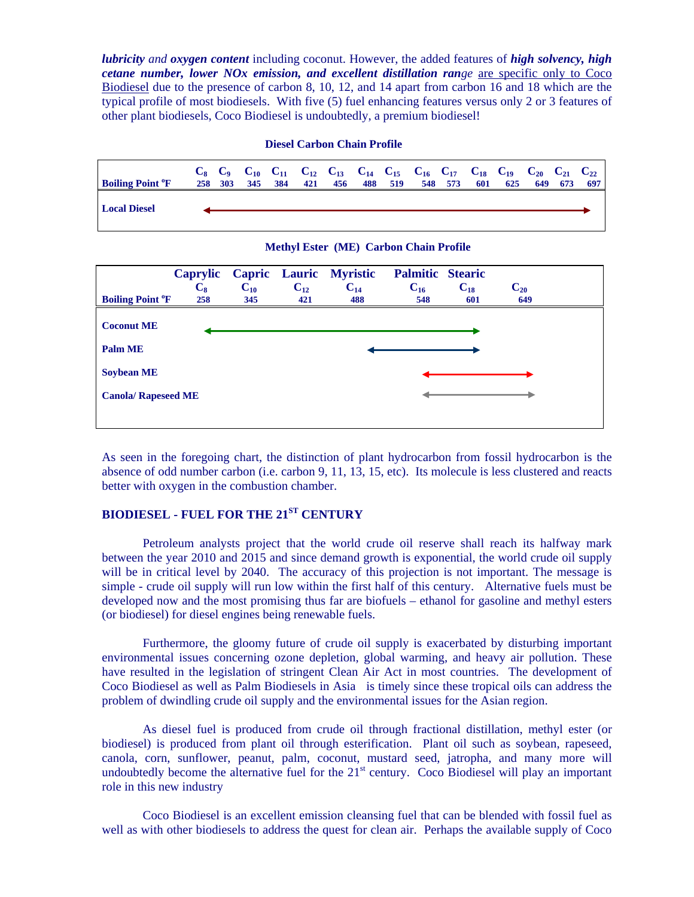***lubricity*** *and* ***oxygen content*** including coconut. However, the added features of ***high solvency, high cetane number, lower NOx emission, and excellent distillation range*** are specific only to Coco Biodiesel due to the presence of carbon 8, 10, 12, and 14 apart from carbon 16 and 18 which are the typical profile of most biodiesels. With five (5) fuel enhancing features versus only 2 or 3 features of other plant biodiesels, Coco Biodiesel is undoubtedly, a premium biodiesel!

**Diesel Carbon Chain Profile**

| | $C_8$ | $C_9$ | $C_{10}$ | $C_{11}$ | $C_{12}$ | $C_{13}$ | $C_{14}$ | $C_{15}$ | $C_{16}$ | $C_{17}$ | $C_{18}$ | $C_{19}$ | $C_{20}$ | $C_{21}$ | $C_{22}$ |
|---|---|---|---|---|---|---|---|---|---|---|---|---|---|---|---|
| **Boiling Point °F** | 258 | 303 | 345 | 384 | 421 | 456 | 488 | 519 | 548 | 573 | 601 | 625 | 649 | 673 | 697 |
| **Local Diesel** | ← | | | | | | | | | | | | | | → |

**Methyl Ester (ME) Carbon Chain Profile**

| | Caprylic $C_8$ | Capric $C_{10}$ | Lauric $C_{12}$ | Myristic $C_{14}$ | Palmitic $C_{16}$ | Stearic $C_{18}$ | $C_{20}$ |
|---|---|---|---|---|---|---|---|
| **Boiling Point °F** | 258 | 345 | 421 | 488 | 548 | 601 | 649 |
| **Coconut ME** | ← | | | | | → | |
| **Palm ME** | | | | ← | | → | |
| **Soybean ME** | | | | | ← | | → |
| **Canola/ Rapeseed ME** | | | | | ← | | → |

As seen in the foregoing chart, the distinction of plant hydrocarbon from fossil hydrocarbon is the absence of odd number carbon (i.e. carbon 9, 11, 13, 15, etc). Its molecule is less clustered and reacts better with oxygen in the combustion chamber.

## BIODIESEL - FUEL FOR THE 21ST CENTURY

Petroleum analysts project that the world crude oil reserve shall reach its halfway mark between the year 2010 and 2015 and since demand growth is exponential, the world crude oil supply will be in critical level by 2040. The accuracy of this projection is not important. The message is simple - crude oil supply will run low within the first half of this century. Alternative fuels must be developed now and the most promising thus far are biofuels – ethanol for gasoline and methyl esters (or biodiesel) for diesel engines being renewable fuels.

Furthermore, the gloomy future of crude oil supply is exacerbated by disturbing important environmental issues concerning ozone depletion, global warming, and heavy air pollution. These have resulted in the legislation of stringent Clean Air Act in most countries. The development of Coco Biodiesel as well as Palm Biodiesels in Asia is timely since these tropical oils can address the problem of dwindling crude oil supply and the environmental issues for the Asian region.

As diesel fuel is produced from crude oil through fractional distillation, methyl ester (or biodiesel) is produced from plant oil through esterification. Plant oil such as soybean, rapeseed, canola, corn, sunflower, peanut, palm, coconut, mustard seed, jatropha, and many more will undoubtedly become the alternative fuel for the 21st century. Coco Biodiesel will play an important role in this new industry

Coco Biodiesel is an excellent emission cleansing fuel that can be blended with fossil fuel as well as with other biodiesels to address the quest for clean air. Perhaps the available supply of Coco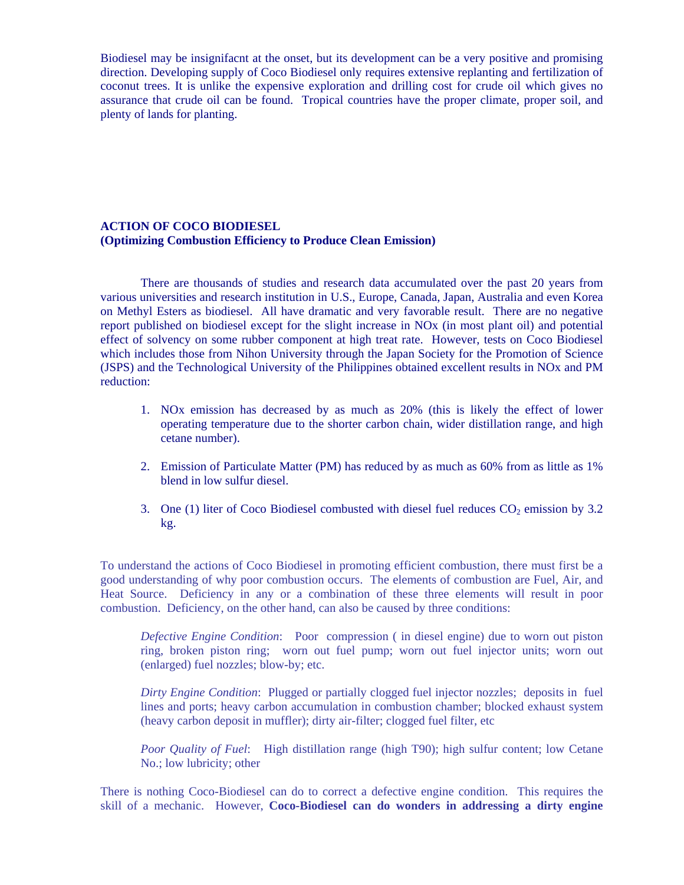Biodiesel may be insignifacnt at the onset, but its development can be a very positive and promising direction. Developing supply of Coco Biodiesel only requires extensive replanting and fertilization of coconut trees. It is unlike the expensive exploration and drilling cost for crude oil which gives no assurance that crude oil can be found. Tropical countries have the proper climate, proper soil, and plenty of lands for planting.

**ACTION OF COCO BIODIESEL**
**(Optimizing Combustion Efficiency to Produce Clean Emission)**

There are thousands of studies and research data accumulated over the past 20 years from various universities and research institution in U.S., Europe, Canada, Japan, Australia and even Korea on Methyl Esters as biodiesel. All have dramatic and very favorable result. There are no negative report published on biodiesel except for the slight increase in NOx (in most plant oil) and potential effect of solvency on some rubber component at high treat rate. However, tests on Coco Biodiesel which includes those from Nihon University through the Japan Society for the Promotion of Science (JSPS) and the Technological University of the Philippines obtained excellent results in NOx and PM reduction:

1. NOx emission has decreased by as much as 20% (this is likely the effect of lower operating temperature due to the shorter carbon chain, wider distillation range, and high cetane number).

2. Emission of Particulate Matter (PM) has reduced by as much as 60% from as little as 1% blend in low sulfur diesel.

3. One (1) liter of Coco Biodiesel combusted with diesel fuel reduces $CO_2$ emission by 3.2 kg.

To understand the actions of Coco Biodiesel in promoting efficient combustion, there must first be a good understanding of why poor combustion occurs. The elements of combustion are Fuel, Air, and Heat Source. Deficiency in any or a combination of these three elements will result in poor combustion. Deficiency, on the other hand, can also be caused by three conditions:

*Defective Engine Condition*: Poor compression ( in diesel engine) due to worn out piston ring, broken piston ring; worn out fuel pump; worn out fuel injector units; worn out (enlarged) fuel nozzles; blow-by; etc.

*Dirty Engine Condition*: Plugged or partially clogged fuel injector nozzles; deposits in fuel lines and ports; heavy carbon accumulation in combustion chamber; blocked exhaust system (heavy carbon deposit in muffler); dirty air-filter; clogged fuel filter, etc

*Poor Quality of Fuel*: High distillation range (high T90); high sulfur content; low Cetane No.; low lubricity; other

There is nothing Coco-Biodiesel can do to correct a defective engine condition. This requires the skill of a mechanic. However, **Coco-Biodiesel can do wonders in addressing a dirty engine**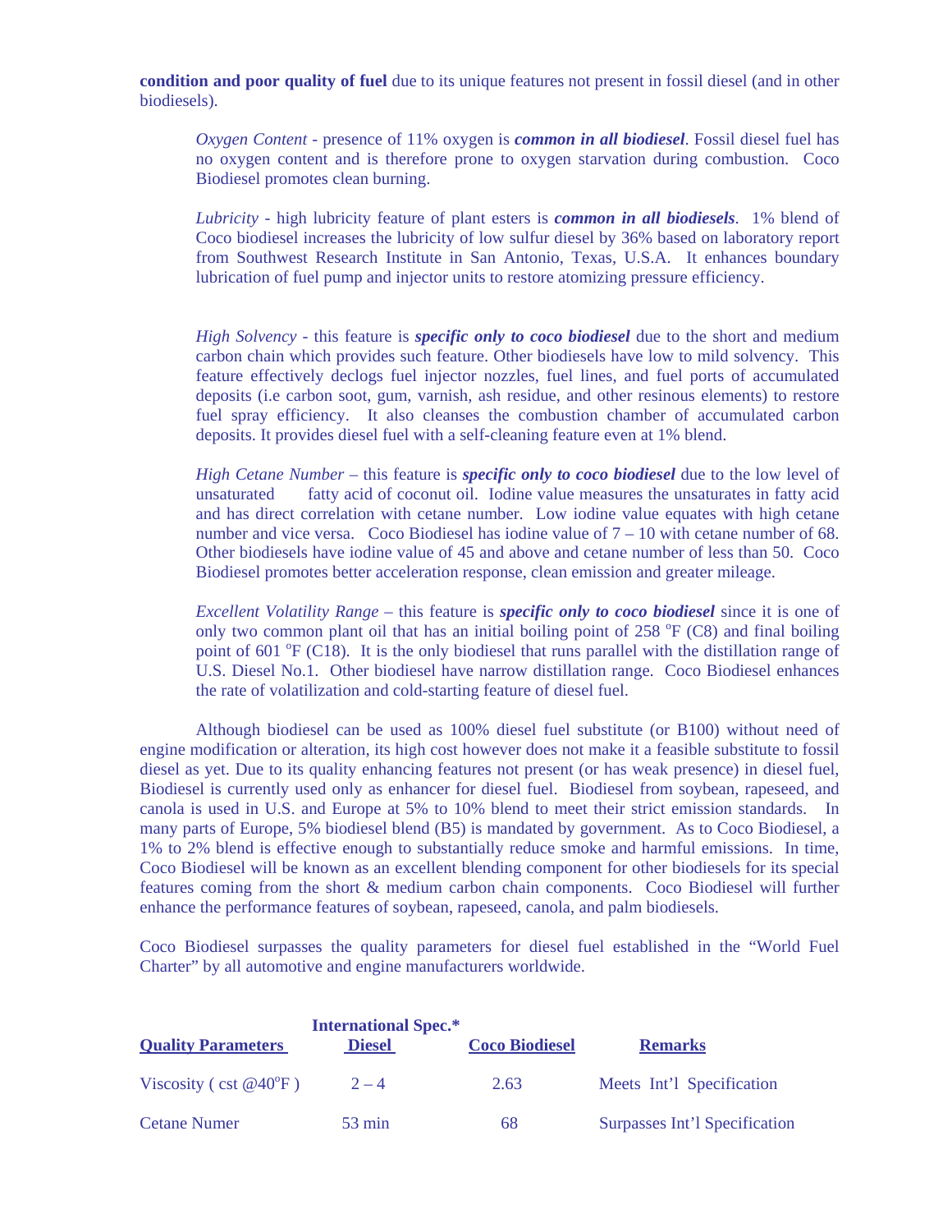**condition and poor quality of fuel** due to its unique features not present in fossil diesel (and in other biodiesels).

*Oxygen Content* - presence of 11% oxygen is ***common in all biodiesel***. Fossil diesel fuel has no oxygen content and is therefore prone to oxygen starvation during combustion. Coco Biodiesel promotes clean burning.

*Lubricity* - high lubricity feature of plant esters is ***common in all biodiesels***. 1% blend of Coco biodiesel increases the lubricity of low sulfur diesel by 36% based on laboratory report from Southwest Research Institute in San Antonio, Texas, U.S.A. It enhances boundary lubrication of fuel pump and injector units to restore atomizing pressure efficiency.

*High Solvency* - this feature is ***specific only to coco biodiesel*** due to the short and medium carbon chain which provides such feature. Other biodiesels have low to mild solvency. This feature effectively declogs fuel injector nozzles, fuel lines, and fuel ports of accumulated deposits (i.e carbon soot, gum, varnish, ash residue, and other resinous elements) to restore fuel spray efficiency. It also cleanses the combustion chamber of accumulated carbon deposits. It provides diesel fuel with a self-cleaning feature even at 1% blend.

*High Cetane Number* – this feature is ***specific only to coco biodiesel*** due to the low level of unsaturated fatty acid of coconut oil. Iodine value measures the unsaturates in fatty acid and has direct correlation with cetane number. Low iodine value equates with high cetane number and vice versa. Coco Biodiesel has iodine value of 7 – 10 with cetane number of 68. Other biodiesels have iodine value of 45 and above and cetane number of less than 50. Coco Biodiesel promotes better acceleration response, clean emission and greater mileage.

*Excellent Volatility Range* – this feature is ***specific only to coco biodiesel*** since it is one of only two common plant oil that has an initial boiling point of 258 $^{o}$F (C8) and final boiling point of 601 $^{o}$F (C18). It is the only biodiesel that runs parallel with the distillation range of U.S. Diesel No.1. Other biodiesel have narrow distillation range. Coco Biodiesel enhances the rate of volatilization and cold-starting feature of diesel fuel.

Although biodiesel can be used as 100% diesel fuel substitute (or B100) without need of engine modification or alteration, its high cost however does not make it a feasible substitute to fossil diesel as yet. Due to its quality enhancing features not present (or has weak presence) in diesel fuel, Biodiesel is currently used only as enhancer for diesel fuel. Biodiesel from soybean, rapeseed, and canola is used in U.S. and Europe at 5% to 10% blend to meet their strict emission standards. In many parts of Europe, 5% biodiesel blend (B5) is mandated by government. As to Coco Biodiesel, a 1% to 2% blend is effective enough to substantially reduce smoke and harmful emissions. In time, Coco Biodiesel will be known as an excellent blending component for other biodiesels for its special features coming from the short & medium carbon chain components. Coco Biodiesel will further enhance the performance features of soybean, rapeseed, canola, and palm biodiesels.

Coco Biodiesel surpasses the quality parameters for diesel fuel established in the "World Fuel Charter" by all automotive and engine manufacturers worldwide.

| Quality Parameters | International Spec.* Diesel | Coco Biodiesel | Remarks |
|---|---|---|---|
| Viscosity ( cst @40$^{o}$F ) | 2 – 4 | 2.63 | Meets Int'l Specification |
| Cetane Numer | 53 min | 68 | Surpasses Int'l Specification |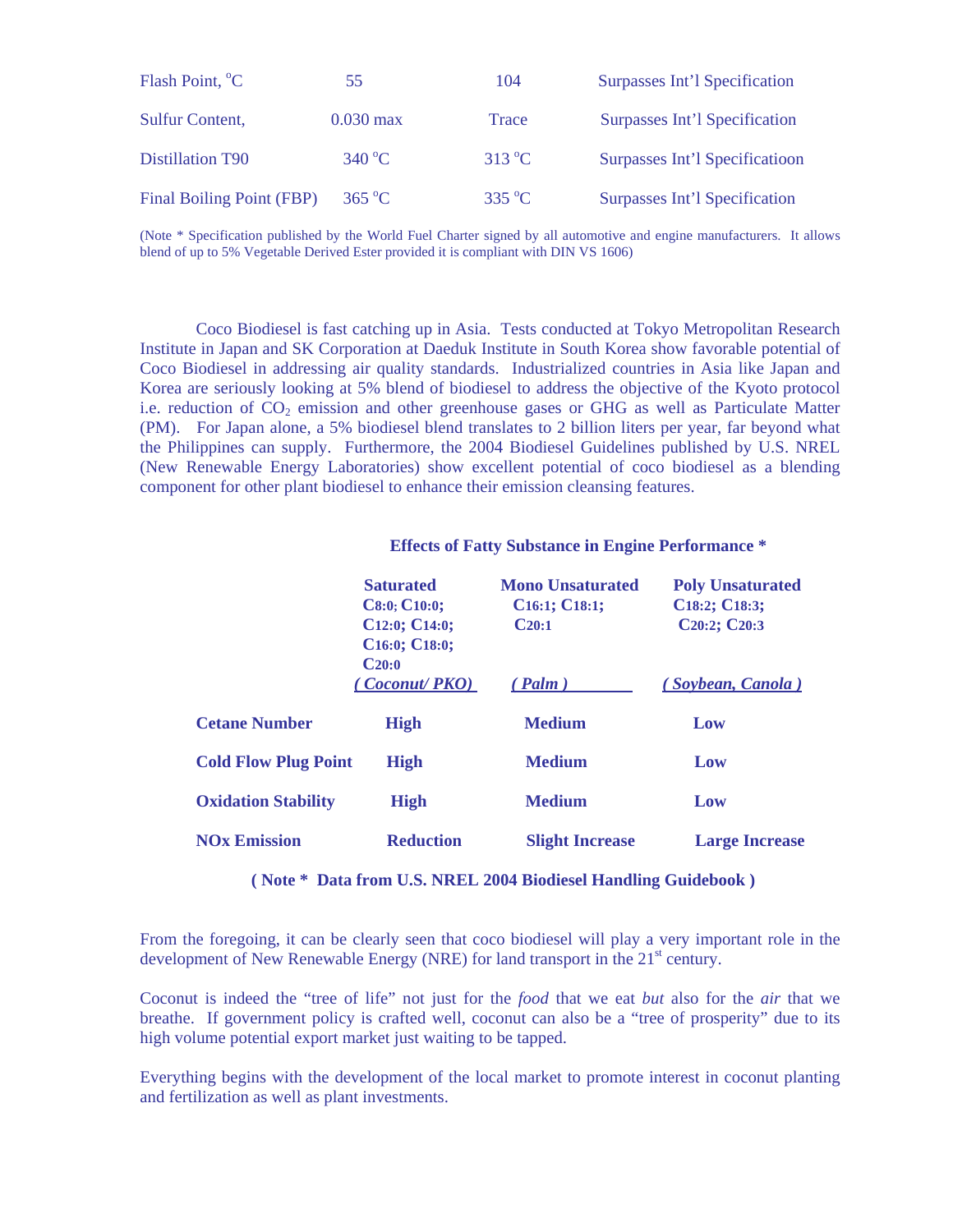| | | | |
|---|---|---|---|
| Flash Point, °C | 55 | 104 | Surpasses Int'l Specification |
| Sulfur Content, | 0.030 max | Trace | Surpasses Int'l Specification |
| Distillation T90 | 340 °C | 313 °C | Surpasses Int'l Specificatioon |
| Final Boiling Point (FBP) | 365 °C | 335 °C | Surpasses Int'l Specification |

(Note * Specification published by the World Fuel Charter signed by all automotive and engine manufacturers. It allows blend of up to 5% Vegetable Derived Ester provided it is compliant with DIN VS 1606)

Coco Biodiesel is fast catching up in Asia. Tests conducted at Tokyo Metropolitan Research Institute in Japan and SK Corporation at Daeduk Institute in South Korea show favorable potential of Coco Biodiesel in addressing air quality standards. Industrialized countries in Asia like Japan and Korea are seriously looking at 5% blend of biodiesel to address the objective of the Kyoto protocol i.e. reduction of $CO_2$ emission and other greenhouse gases or GHG as well as Particulate Matter (PM). For Japan alone, a 5% biodiesel blend translates to 2 billion liters per year, far beyond what the Philippines can supply. Furthermore, the 2004 Biodiesel Guidelines published by U.S. NREL (New Renewable Energy Laboratories) show excellent potential of coco biodiesel as a blending component for other plant biodiesel to enhance their emission cleansing features.

**Effects of Fatty Substance in Engine Performance ***

| | **Saturated** $C_{8:0}$; $C_{10:0}$; $C_{12:0}$; $C_{14:0}$; $C_{16:0}$; $C_{18:0}$; $C_{20:0}$ *(Coconut/ PKO)* | **Mono Unsaturated** $C_{16:1}$; $C_{18:1}$; $C_{20:1}$ *(Palm)* | **Poly Unsaturated** $C_{18:2}$; $C_{18:3}$; $C_{20:2}$; $C_{20:3}$ *(Soybean, Canola)* |
|---|---|---|---|
| **Cetane Number** | **High** | **Medium** | **Low** |
| **Cold Flow Plug Point** | **High** | **Medium** | **Low** |
| **Oxidation Stability** | **High** | **Medium** | **Low** |
| **NOx Emission** | **Reduction** | **Slight Increase** | **Large Increase** |

**( Note * Data from U.S. NREL 2004 Biodiesel Handling Guidebook )**

From the foregoing, it can be clearly seen that coco biodiesel will play a very important role in the development of New Renewable Energy (NRE) for land transport in the 21st century.

Coconut is indeed the "tree of life" not just for the *food* that we eat *but* also for the *air* that we breathe. If government policy is crafted well, coconut can also be a "tree of prosperity" due to its high volume potential export market just waiting to be tapped.

Everything begins with the development of the local market to promote interest in coconut planting and fertilization as well as plant investments.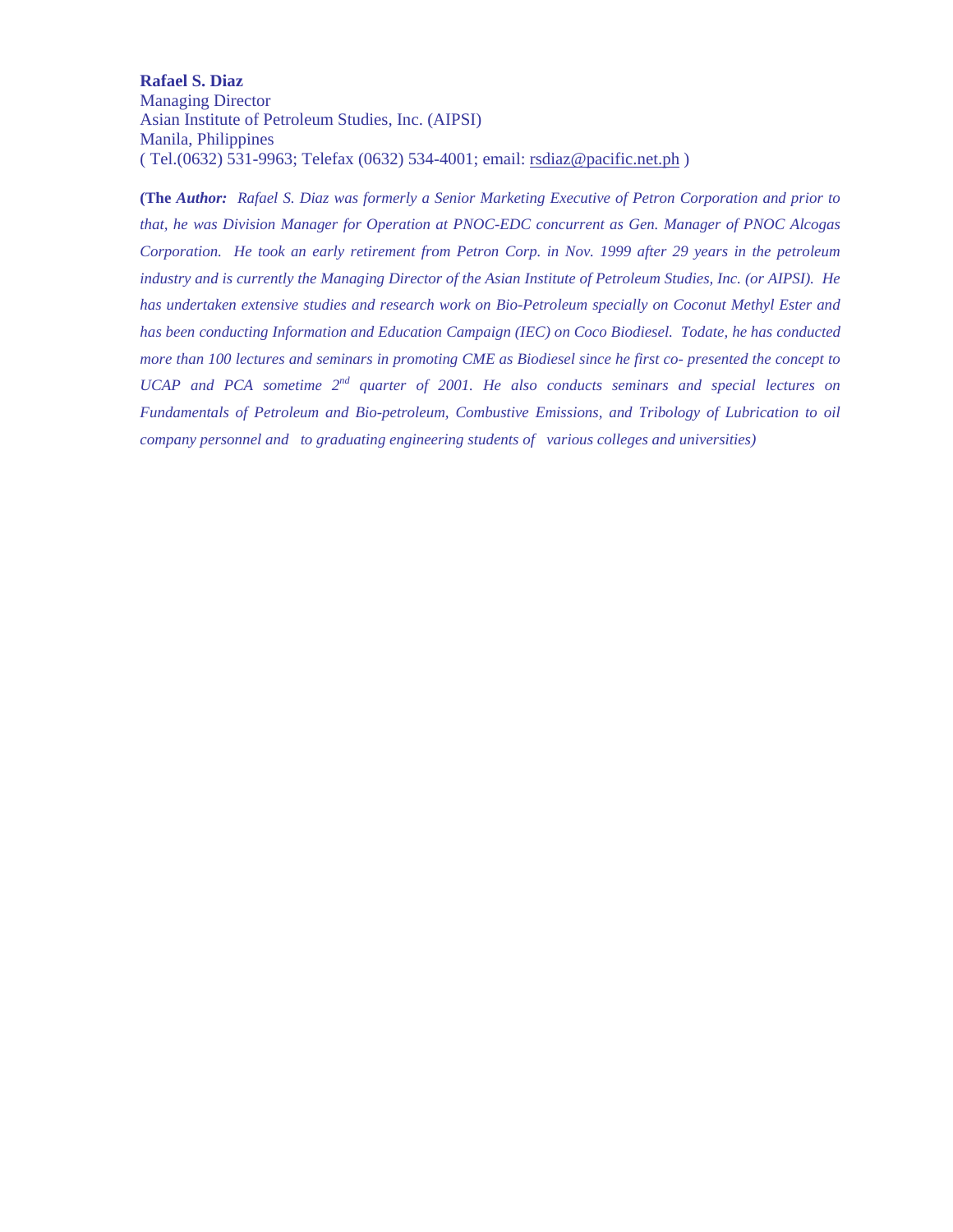**Rafael S. Diaz**
Managing Director
Asian Institute of Petroleum Studies, Inc. (AIPSI)
Manila, Philippines
( Tel.(0632) 531-9963; Telefax (0632) 534-4001; email: rsdiaz@pacific.net.ph )

**(The *Author:*** *Rafael S. Diaz was formerly a Senior Marketing Executive of Petron Corporation and prior to that, he was Division Manager for Operation at PNOC-EDC concurrent as Gen. Manager of PNOC Alcogas Corporation. He took an early retirement from Petron Corp. in Nov. 1999 after 29 years in the petroleum industry and is currently the Managing Director of the Asian Institute of Petroleum Studies, Inc. (or AIPSI). He has undertaken extensive studies and research work on Bio-Petroleum specially on Coconut Methyl Ester and has been conducting Information and Education Campaign (IEC) on Coco Biodiesel. Todate, he has conducted more than 100 lectures and seminars in promoting CME as Biodiesel since he first co- presented the concept to UCAP and PCA sometime 2nd quarter of 2001. He also conducts seminars and special lectures on Fundamentals of Petroleum and Bio-petroleum, Combustive Emissions, and Tribology of Lubrication to oil company personnel and to graduating engineering students of various colleges and universities)*